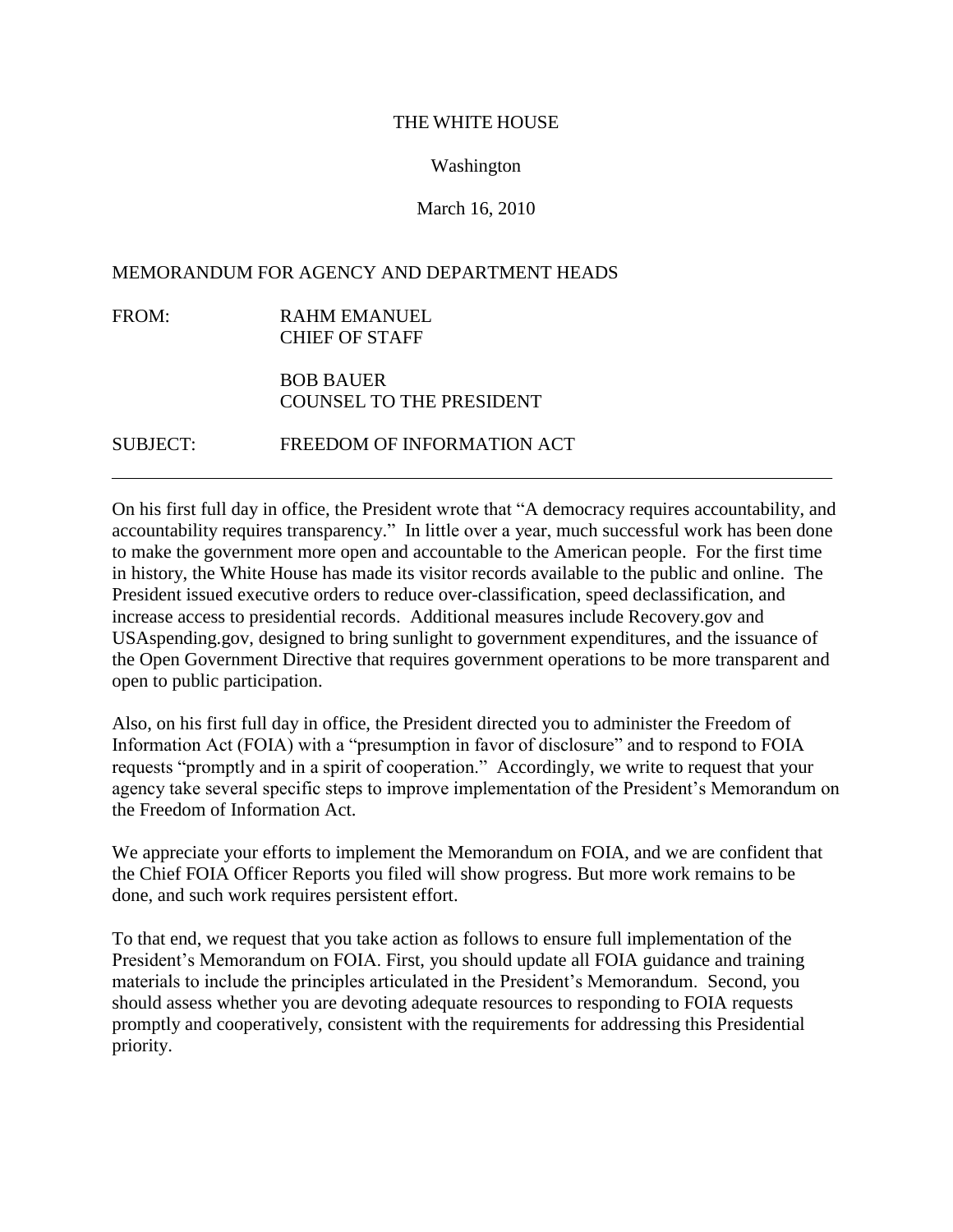THE WHITE HOUSE

Washington

March 16, 2010

MEMORANDUM FOR AGENCY AND DEPARTMENT HEADS

FROM: RAHM EMANUEL
CHIEF OF STAFF

BOB BAUER
COUNSEL TO THE PRESIDENT

SUBJECT: FREEDOM OF INFORMATION ACT

---

On his first full day in office, the President wrote that "A democracy requires accountability, and accountability requires transparency." In little over a year, much successful work has been done to make the government more open and accountable to the American people. For the first time in history, the White House has made its visitor records available to the public and online. The President issued executive orders to reduce over-classification, speed declassification, and increase access to presidential records. Additional measures include Recovery.gov and USAspending.gov, designed to bring sunlight to government expenditures, and the issuance of the Open Government Directive that requires government operations to be more transparent and open to public participation.

Also, on his first full day in office, the President directed you to administer the Freedom of Information Act (FOIA) with a "presumption in favor of disclosure" and to respond to FOIA requests "promptly and in a spirit of cooperation." Accordingly, we write to request that your agency take several specific steps to improve implementation of the President's Memorandum on the Freedom of Information Act.

We appreciate your efforts to implement the Memorandum on FOIA, and we are confident that the Chief FOIA Officer Reports you filed will show progress. But more work remains to be done, and such work requires persistent effort.

To that end, we request that you take action as follows to ensure full implementation of the President's Memorandum on FOIA. First, you should update all FOIA guidance and training materials to include the principles articulated in the President's Memorandum. Second, you should assess whether you are devoting adequate resources to responding to FOIA requests promptly and cooperatively, consistent with the requirements for addressing this Presidential priority.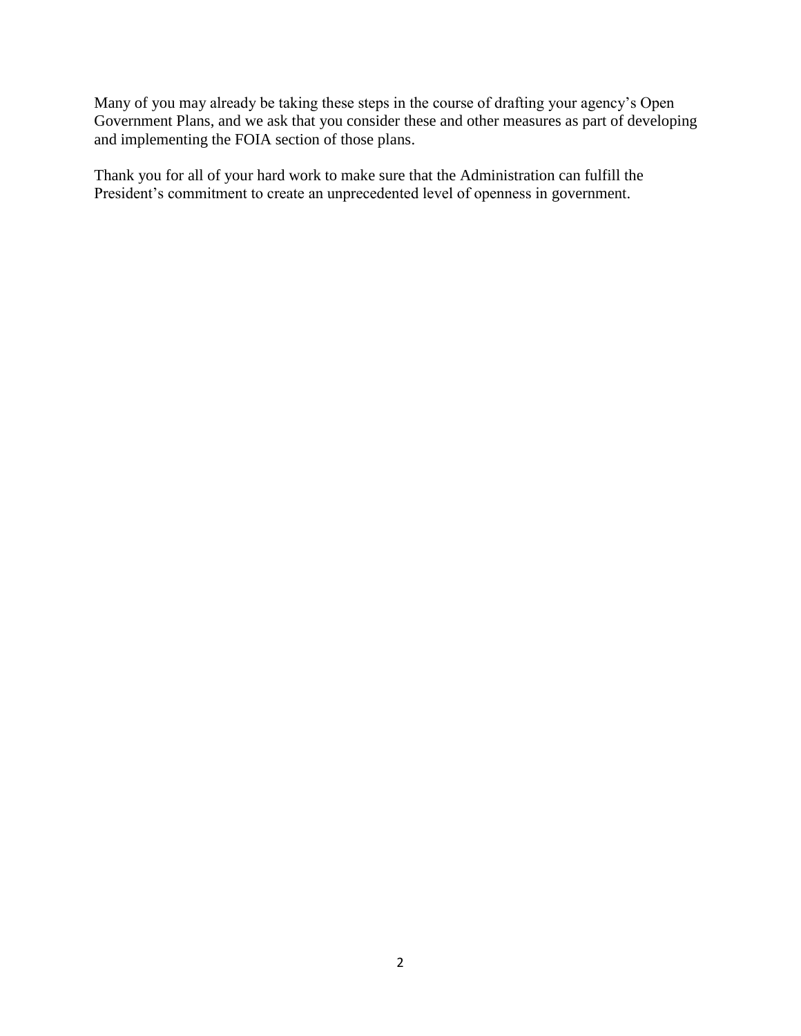Many of you may already be taking these steps in the course of drafting your agency's Open Government Plans, and we ask that you consider these and other measures as part of developing and implementing the FOIA section of those plans.

Thank you for all of your hard work to make sure that the Administration can fulfill the President's commitment to create an unprecedented level of openness in government.